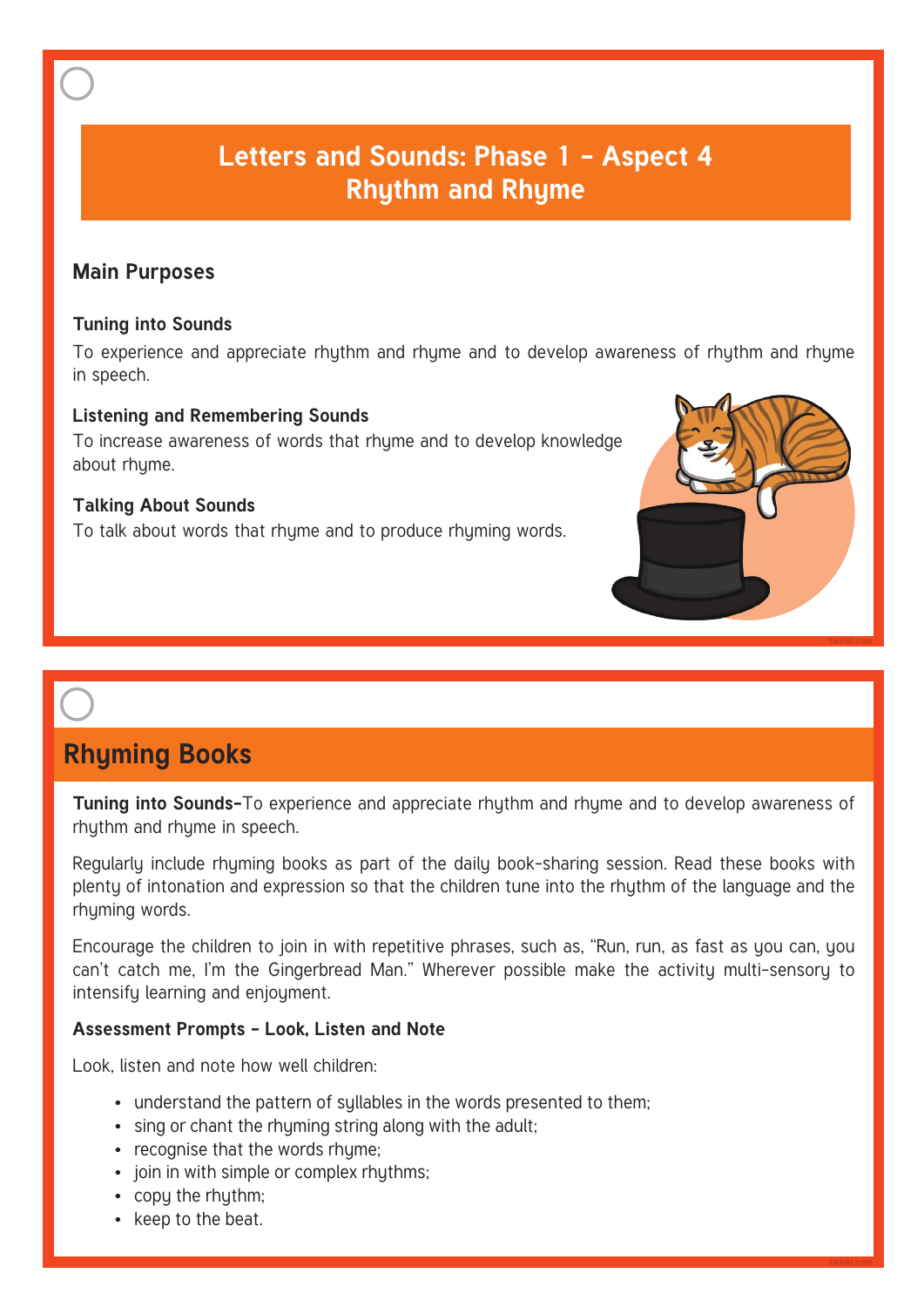# Letters and Sounds: Phase 1 – Aspect 4 Rhythm and Rhyme

## Main Purposes

**Tuning into Sounds**

To experience and appreciate rhythm and rhyme and to develop awareness of rhythm and rhyme in speech.

**Listening and Remembering Sounds**

To increase awareness of words that rhyme and to develop knowledge about rhyme.

**Talking About Sounds**

To talk about words that rhyme and to produce rhyming words.

## Rhyming Books

**Tuning into Sounds–**To experience and appreciate rhythm and rhyme and to develop awareness of rhythm and rhyme in speech.

Regularly include rhyming books as part of the daily book-sharing session. Read these books with plenty of intonation and expression so that the children tune into the rhythm of the language and the rhyming words.

Encourage the children to join in with repetitive phrases, such as, "Run, run, as fast as you can, you can't catch me, I'm the Gingerbread Man." Wherever possible make the activity multi-sensory to intensify learning and enjoyment.

**Assessment Prompts – Look, Listen and Note**

Look, listen and note how well children:

- understand the pattern of syllables in the words presented to them;
- sing or chant the rhyming string along with the adult;
- recognise that the words rhyme;
- join in with simple or complex rhythms;
- copy the rhythm;
- keep to the beat.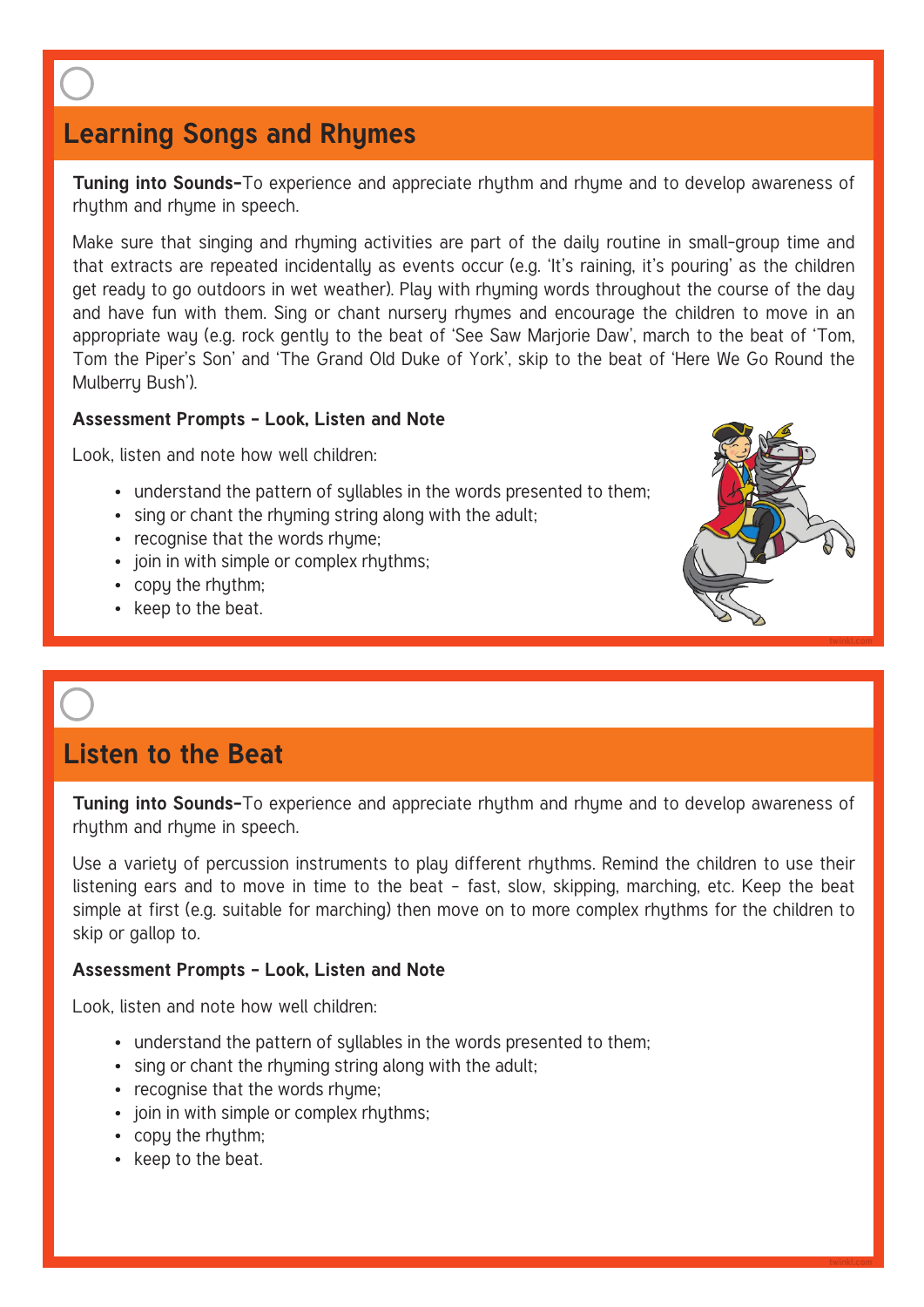## Learning Songs and Rhymes

**Tuning into Sounds–**To experience and appreciate rhythm and rhyme and to develop awareness of rhythm and rhyme in speech.

Make sure that singing and rhyming activities are part of the daily routine in small-group time and that extracts are repeated incidentally as events occur (e.g. 'It's raining, it's pouring' as the children get ready to go outdoors in wet weather). Play with rhyming words throughout the course of the day and have fun with them. Sing or chant nursery rhymes and encourage the children to move in an appropriate way (e.g. rock gently to the beat of 'See Saw Marjorie Daw', march to the beat of 'Tom, Tom the Piper's Son' and 'The Grand Old Duke of York', skip to the beat of 'Here We Go Round the Mulberry Bush').

**Assessment Prompts – Look, Listen and Note**

Look, listen and note how well children:

- understand the pattern of syllables in the words presented to them;
- sing or chant the rhyming string along with the adult;
- recognise that the words rhyme;
- join in with simple or complex rhythms;
- copy the rhythm;
- keep to the beat.

## Listen to the Beat

**Tuning into Sounds–**To experience and appreciate rhythm and rhyme and to develop awareness of rhythm and rhyme in speech.

Use a variety of percussion instruments to play different rhythms. Remind the children to use their listening ears and to move in time to the beat – fast, slow, skipping, marching, etc. Keep the beat simple at first (e.g. suitable for marching) then move on to more complex rhythms for the children to skip or gallop to.

**Assessment Prompts – Look, Listen and Note**

Look, listen and note how well children:

- understand the pattern of syllables in the words presented to them;
- sing or chant the rhyming string along with the adult;
- recognise that the words rhyme;
- join in with simple or complex rhythms;
- copy the rhythm;
- keep to the beat.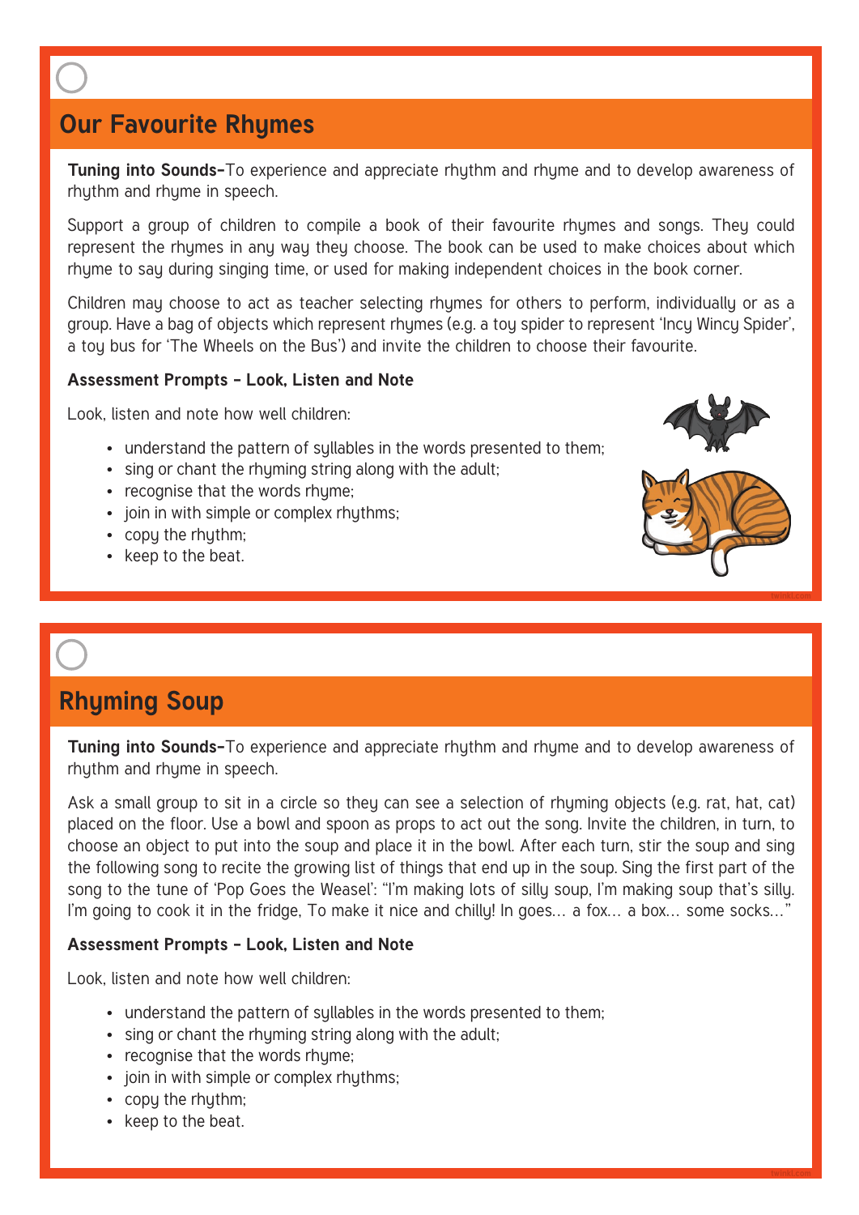## Our Favourite Rhymes

**Tuning into Sounds–** To experience and appreciate rhythm and rhyme and to develop awareness of rhythm and rhyme in speech.

Support a group of children to compile a book of their favourite rhymes and songs. They could represent the rhymes in any way they choose. The book can be used to make choices about which rhyme to say during singing time, or used for making independent choices in the book corner.

Children may choose to act as teacher selecting rhymes for others to perform, individually or as a group. Have a bag of objects which represent rhymes (e.g. a toy spider to represent 'Incy Wincy Spider', a toy bus for 'The Wheels on the Bus') and invite the children to choose their favourite.

**Assessment Prompts – Look, Listen and Note**

Look, listen and note how well children:

- understand the pattern of syllables in the words presented to them;
- sing or chant the rhyming string along with the adult;
- recognise that the words rhyme;
- join in with simple or complex rhythms;
- copy the rhythm;
- keep to the beat.

## Rhyming Soup

**Tuning into Sounds–** To experience and appreciate rhythm and rhyme and to develop awareness of rhythm and rhyme in speech.

Ask a small group to sit in a circle so they can see a selection of rhyming objects (e.g. rat, hat, cat) placed on the floor. Use a bowl and spoon as props to act out the song. Invite the children, in turn, to choose an object to put into the soup and place it in the bowl. After each turn, stir the soup and sing the following song to recite the growing list of things that end up in the soup. Sing the first part of the song to the tune of 'Pop Goes the Weasel': "I'm making lots of silly soup, I'm making soup that's silly. I'm going to cook it in the fridge, To make it nice and chilly! In goes… a fox… a box… some socks…"

**Assessment Prompts – Look, Listen and Note**

Look, listen and note how well children:

- understand the pattern of syllables in the words presented to them;
- sing or chant the rhyming string along with the adult;
- recognise that the words rhyme;
- join in with simple or complex rhythms;
- copy the rhythm;
- keep to the beat.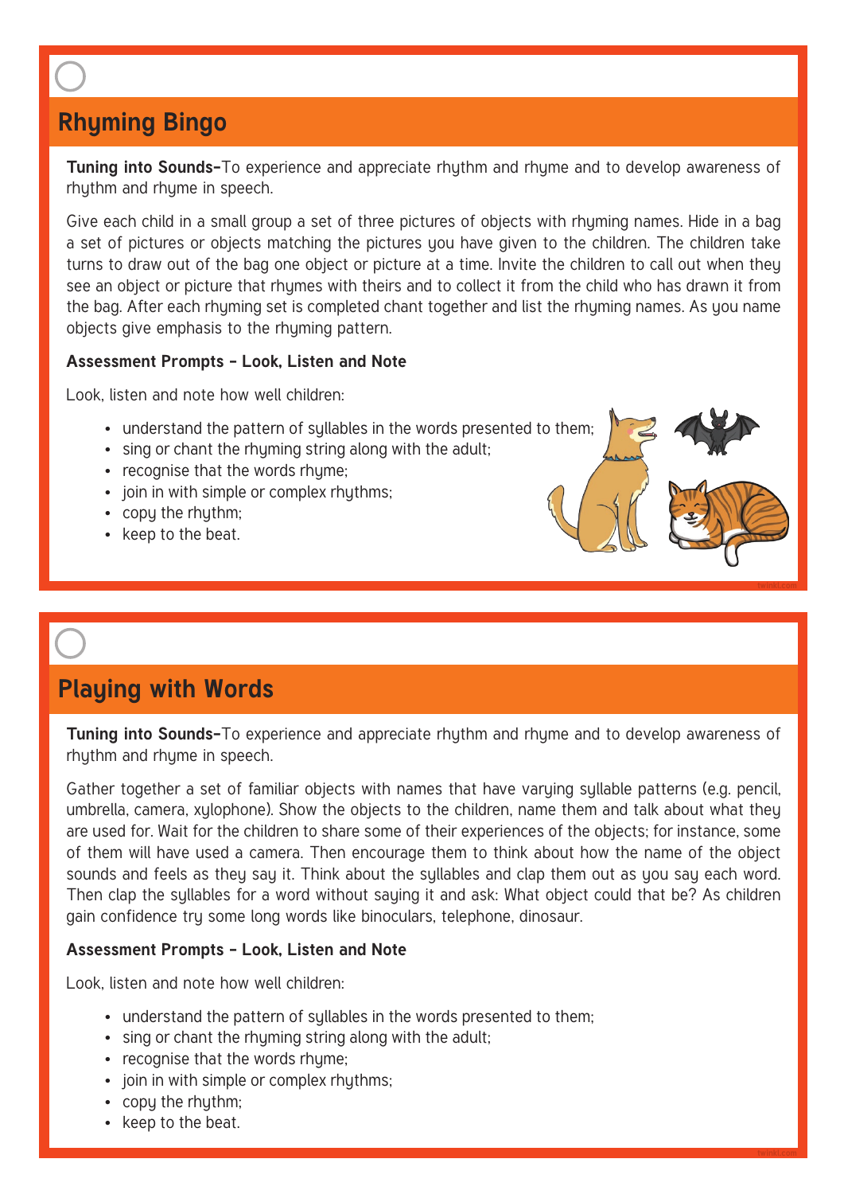## Rhyming Bingo

**Tuning into Sounds–**To experience and appreciate rhythm and rhyme and to develop awareness of rhythm and rhyme in speech.

Give each child in a small group a set of three pictures of objects with rhyming names. Hide in a bag a set of pictures or objects matching the pictures you have given to the children. The children take turns to draw out of the bag one object or picture at a time. Invite the children to call out when they see an object or picture that rhymes with theirs and to collect it from the child who has drawn it from the bag. After each rhyming set is completed chant together and list the rhyming names. As you name objects give emphasis to the rhyming pattern.

**Assessment Prompts – Look, Listen and Note**

Look, listen and note how well children:

- understand the pattern of syllables in the words presented to them;
- sing or chant the rhyming string along with the adult;
- recognise that the words rhyme;
- join in with simple or complex rhythms;
- copy the rhythm;
- keep to the beat.

## Playing with Words

**Tuning into Sounds–**To experience and appreciate rhythm and rhyme and to develop awareness of rhythm and rhyme in speech.

Gather together a set of familiar objects with names that have varying syllable patterns (e.g. pencil, umbrella, camera, xylophone). Show the objects to the children, name them and talk about what they are used for. Wait for the children to share some of their experiences of the objects; for instance, some of them will have used a camera. Then encourage them to think about how the name of the object sounds and feels as they say it. Think about the syllables and clap them out as you say each word. Then clap the syllables for a word without saying it and ask: What object could that be? As children gain confidence try some long words like binoculars, telephone, dinosaur.

**Assessment Prompts – Look, Listen and Note**

Look, listen and note how well children:

- understand the pattern of syllables in the words presented to them;
- sing or chant the rhyming string along with the adult;
- recognise that the words rhyme;
- join in with simple or complex rhythms;
- copy the rhythm;
- keep to the beat.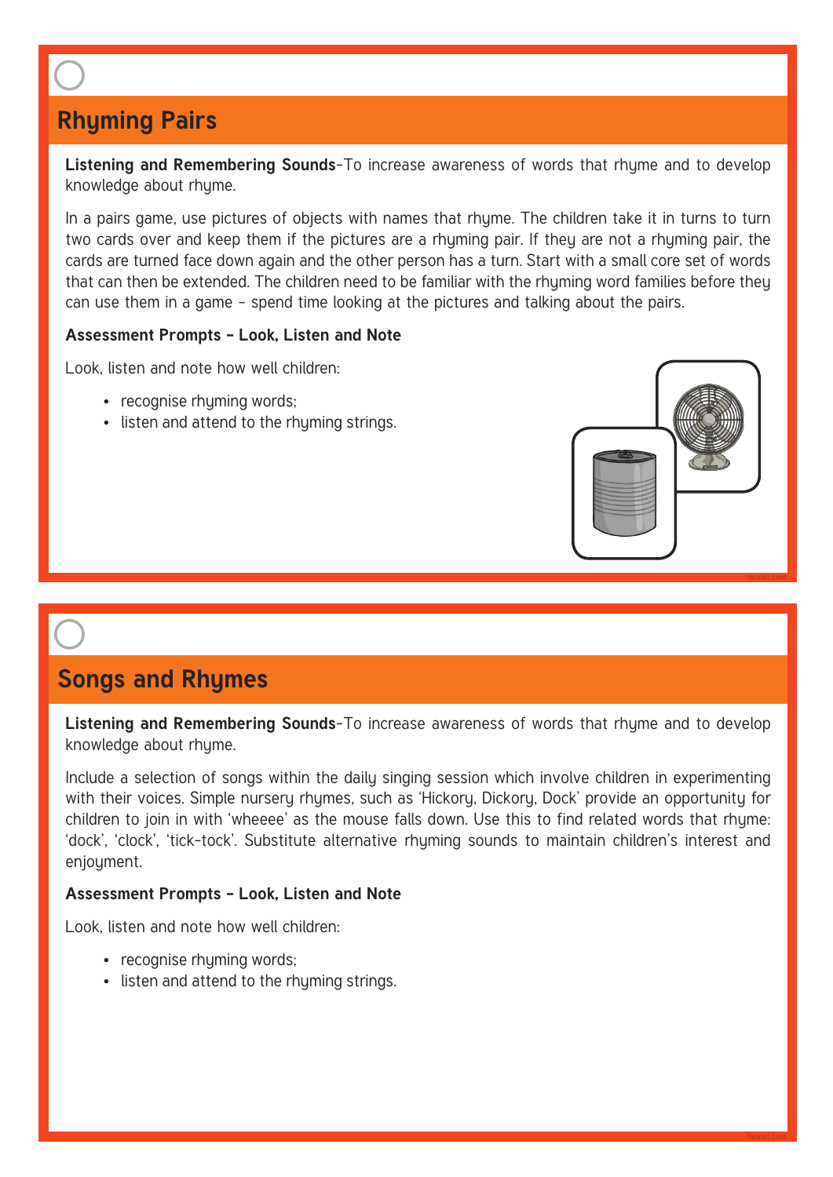## Rhyming Pairs

**Listening and Remembering Sounds**-To increase awareness of words that rhyme and to develop knowledge about rhyme.

In a pairs game, use pictures of objects with names that rhyme. The children take it in turns to turn two cards over and keep them if the pictures are a rhyming pair. If they are not a rhyming pair, the cards are turned face down again and the other person has a turn. Start with a small core set of words that can then be extended. The children need to be familiar with the rhyming word families before they can use them in a game - spend time looking at the pictures and talking about the pairs.

**Assessment Prompts - Look, Listen and Note**

Look, listen and note how well children:

- recognise rhyming words;
- listen and attend to the rhyming strings.

## Songs and Rhymes

**Listening and Remembering Sounds**-To increase awareness of words that rhyme and to develop knowledge about rhyme.

Include a selection of songs within the daily singing session which involve children in experimenting with their voices. Simple nursery rhymes, such as 'Hickory, Dickory, Dock' provide an opportunity for children to join in with 'wheeee' as the mouse falls down. Use this to find related words that rhyme: 'dock', 'clock', 'tick-tock'. Substitute alternative rhyming sounds to maintain children's interest and enjoyment.

**Assessment Prompts - Look, Listen and Note**

Look, listen and note how well children:

- recognise rhyming words;
- listen and attend to the rhyming strings.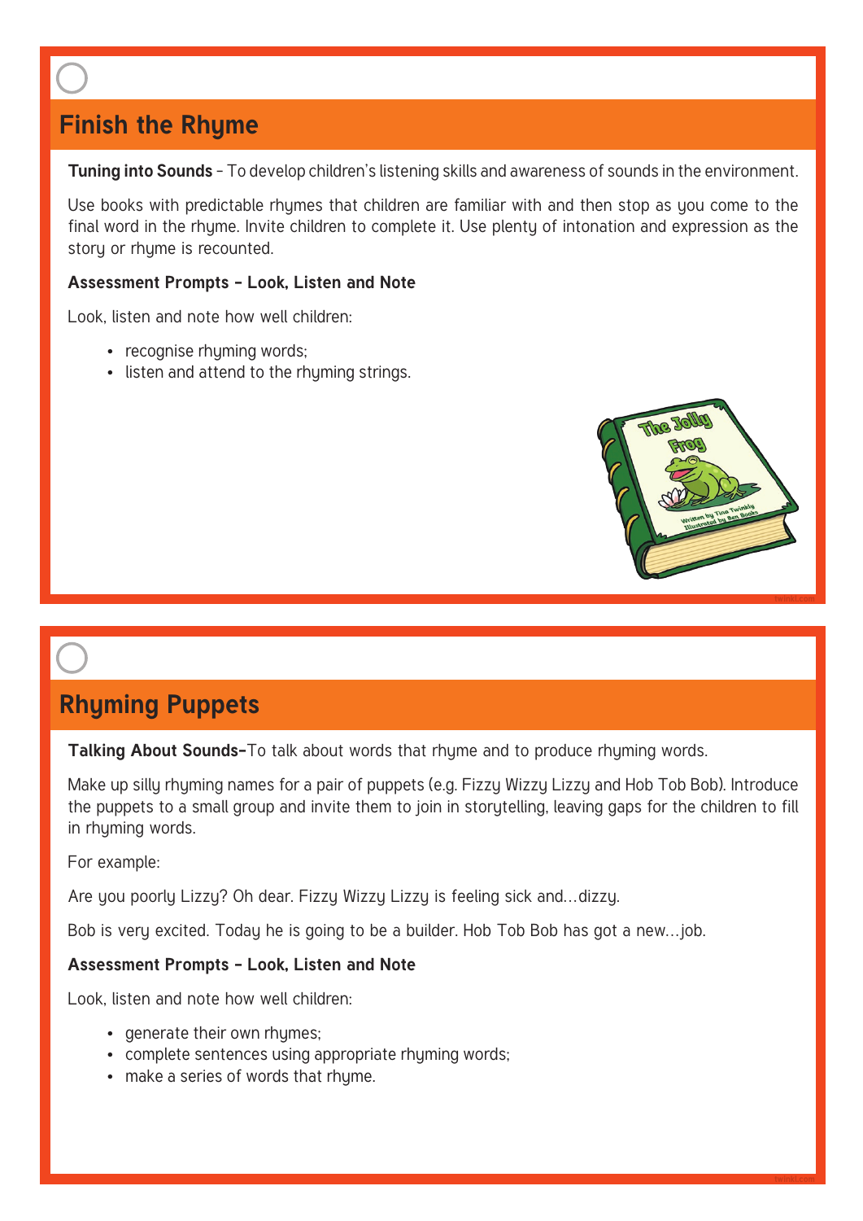## Finish the Rhyme

**Tuning into Sounds** – To develop children's listening skills and awareness of sounds in the environment.

Use books with predictable rhymes that children are familiar with and then stop as you come to the final word in the rhyme. Invite children to complete it. Use plenty of intonation and expression as the story or rhyme is recounted.

**Assessment Prompts – Look, Listen and Note**

Look, listen and note how well children:

- recognise rhyming words;
- listen and attend to the rhyming strings.

## Rhyming Puppets

**Talking About Sounds**–To talk about words that rhyme and to produce rhyming words.

Make up silly rhyming names for a pair of puppets (e.g. Fizzy Wizzy Lizzy and Hob Tob Bob). Introduce the puppets to a small group and invite them to join in storytelling, leaving gaps for the children to fill in rhyming words.

For example:

Are you poorly Lizzy? Oh dear. Fizzy Wizzy Lizzy is feeling sick and…dizzy.

Bob is very excited. Today he is going to be a builder. Hob Tob Bob has got a new…job.

**Assessment Prompts – Look, Listen and Note**

Look, listen and note how well children:

- generate their own rhymes;
- complete sentences using appropriate rhyming words;
- make a series of words that rhyme.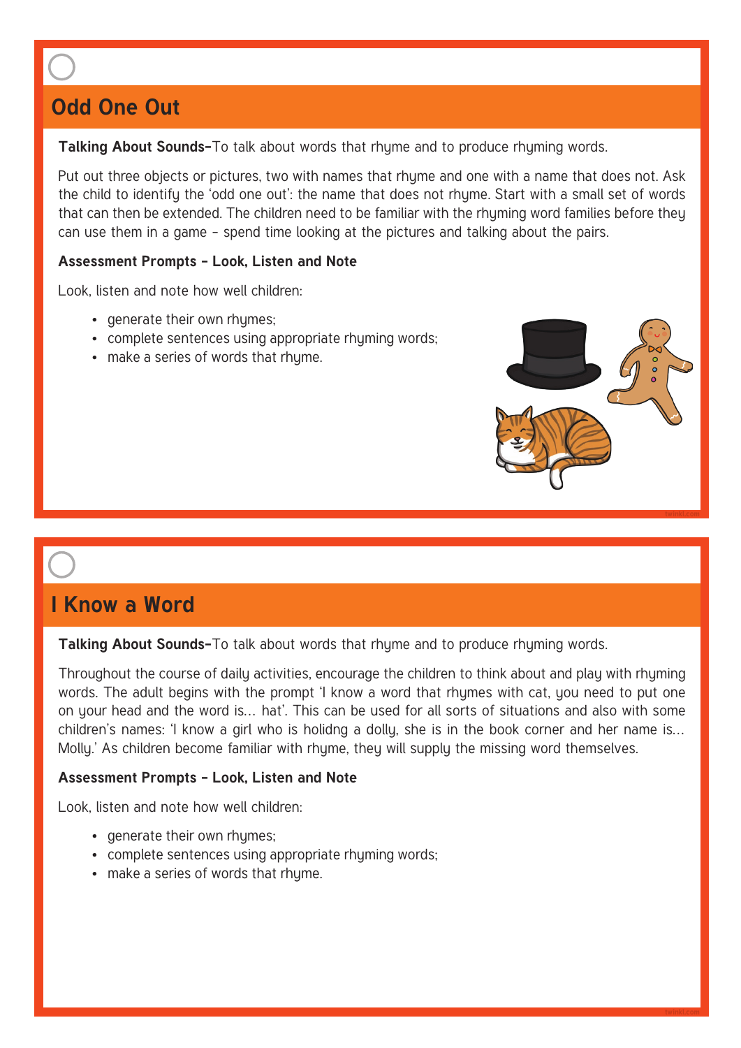## Odd One Out

**Talking About Sounds–**To talk about words that rhyme and to produce rhyming words.

Put out three objects or pictures, two with names that rhyme and one with a name that does not. Ask the child to identify the 'odd one out': the name that does not rhyme. Start with a small set of words that can then be extended. The children need to be familiar with the rhyming word families before they can use them in a game – spend time looking at the pictures and talking about the pairs.

**Assessment Prompts – Look, Listen and Note**

Look, listen and note how well children:

- generate their own rhymes;
- complete sentences using appropriate rhyming words;
- make a series of words that rhyme.

## I Know a Word

**Talking About Sounds–**To talk about words that rhyme and to produce rhyming words.

Throughout the course of daily activities, encourage the children to think about and play with rhyming words. The adult begins with the prompt 'I know a word that rhymes with cat, you need to put one on your head and the word is… hat'. This can be used for all sorts of situations and also with some children's names: 'I know a girl who is holidng a dolly, she is in the book corner and her name is… Molly.' As children become familiar with rhyme, they will supply the missing word themselves.

**Assessment Prompts – Look, Listen and Note**

Look, listen and note how well children:

- generate their own rhymes;
- complete sentences using appropriate rhyming words;
- make a series of words that rhyme.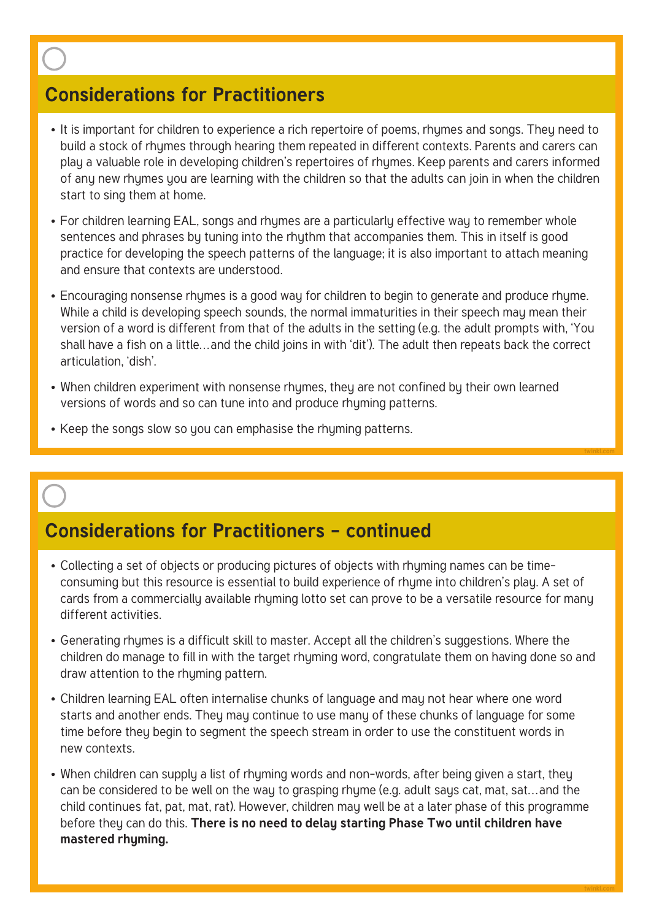## Considerations for Practitioners

- It is important for children to experience a rich repertoire of poems, rhymes and songs. They need to build a stock of rhymes through hearing them repeated in different contexts. Parents and carers can play a valuable role in developing children's repertoires of rhymes. Keep parents and carers informed of any new rhymes you are learning with the children so that the adults can join in when the children start to sing them at home.
- For children learning EAL, songs and rhymes are a particularly effective way to remember whole sentences and phrases by tuning into the rhythm that accompanies them. This in itself is good practice for developing the speech patterns of the language; it is also important to attach meaning and ensure that contexts are understood.
- Encouraging nonsense rhymes is a good way for children to begin to generate and produce rhyme. While a child is developing speech sounds, the normal immaturities in their speech may mean their version of a word is different from that of the adults in the setting (e.g. the adult prompts with, 'You shall have a fish on a little…and the child joins in with 'dit'). The adult then repeats back the correct articulation, 'dish'.
- When children experiment with nonsense rhymes, they are not confined by their own learned versions of words and so can tune into and produce rhyming patterns.
- Keep the songs slow so you can emphasise the rhyming patterns.

## Considerations for Practitioners – continued

- Collecting a set of objects or producing pictures of objects with rhyming names can be time-consuming but this resource is essential to build experience of rhyme into children's play. A set of cards from a commercially available rhyming lotto set can prove to be a versatile resource for many different activities.
- Generating rhymes is a difficult skill to master. Accept all the children's suggestions. Where the children do manage to fill in with the target rhyming word, congratulate them on having done so and draw attention to the rhyming pattern.
- Children learning EAL often internalise chunks of language and may not hear where one word starts and another ends. They may continue to use many of these chunks of language for some time before they begin to segment the speech stream in order to use the constituent words in new contexts.
- When children can supply a list of rhyming words and non-words, after being given a start, they can be considered to be well on the way to grasping rhyme (e.g. adult says cat, mat, sat…and the child continues fat, pat, mat, rat). However, children may well be at a later phase of this programme before they can do this. **There is no need to delay starting Phase Two until children have mastered rhyming.**